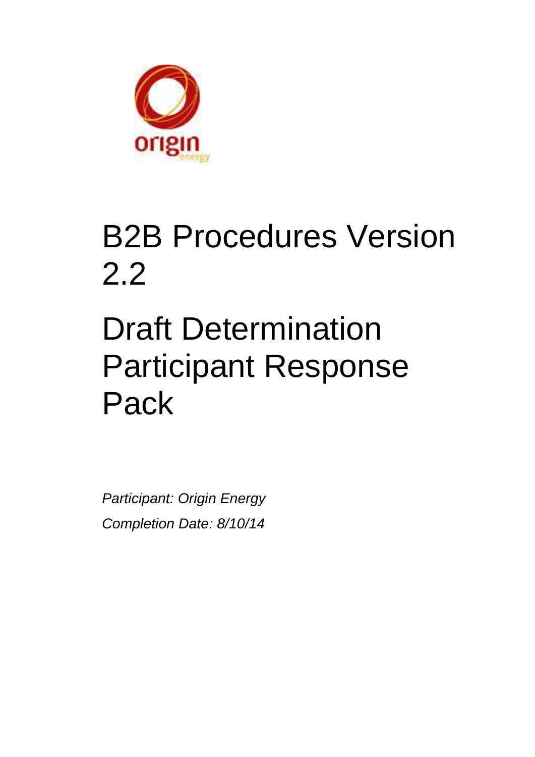# B2B Procedures Version 2.2

# Draft Determination Participant Response Pack

*Participant: Origin Energy*

*Completion Date: 8/10/14*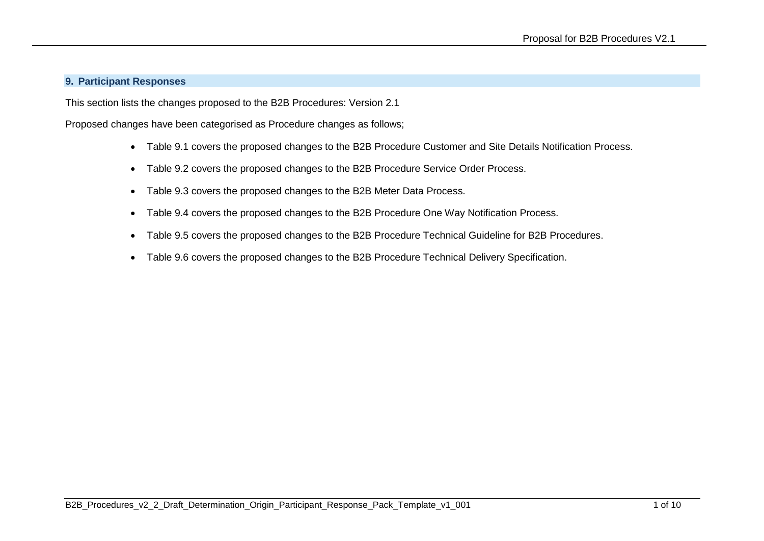## 9. Participant Responses

This section lists the changes proposed to the B2B Procedures: Version 2.1

Proposed changes have been categorised as Procedure changes as follows;

- Table 9.1 covers the proposed changes to the B2B Procedure Customer and Site Details Notification Process.
- Table 9.2 covers the proposed changes to the B2B Procedure Service Order Process.
- Table 9.3 covers the proposed changes to the B2B Meter Data Process.
- Table 9.4 covers the proposed changes to the B2B Procedure One Way Notification Process.
- Table 9.5 covers the proposed changes to the B2B Procedure Technical Guideline for B2B Procedures.
- Table 9.6 covers the proposed changes to the B2B Procedure Technical Delivery Specification.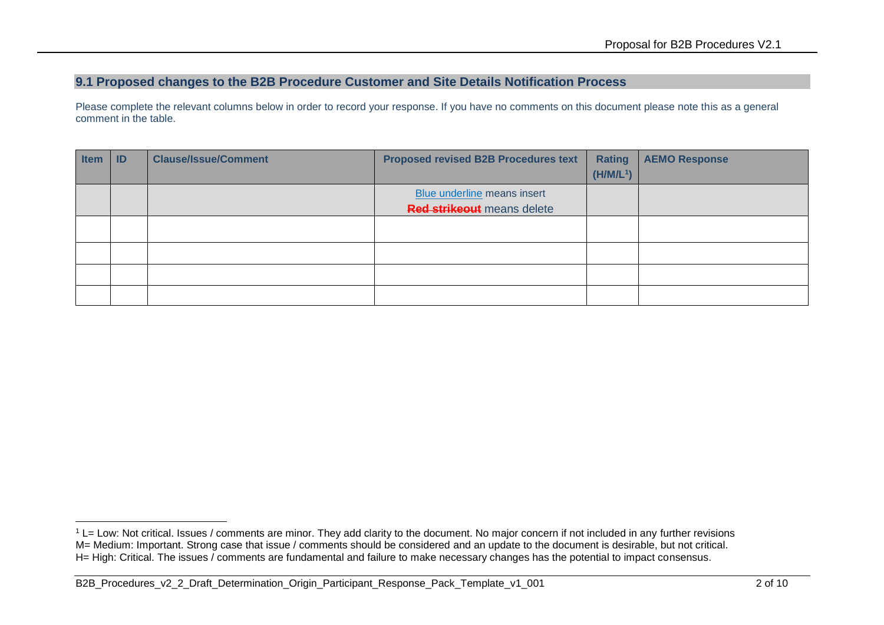## 9.1 Proposed changes to the B2B Procedure Customer and Site Details Notification Process

Please complete the relevant columns below in order to record your response. If you have no comments on this document please note this as a general comment in the table.

| Item | ID | Clause/Issue/Comment | Proposed revised B2B Procedures text | Rating (H/M/L[1]) | AEMO Response |
|---|---|---|---|---|---|
| | | | Blue underline means insert<br>~~Red strikeout~~ means delete | | |
| | | | | | |
| | | | | | |
| | | | | | |
| | | | | | |

[1] L= Low: Not critical. Issues / comments are minor. They add clarity to the document. No major concern if not included in any further revisions
M= Medium: Important. Strong case that issue / comments should be considered and an update to the document is desirable, but not critical.
H= High: Critical. The issues / comments are fundamental and failure to make necessary changes has the potential to impact consensus.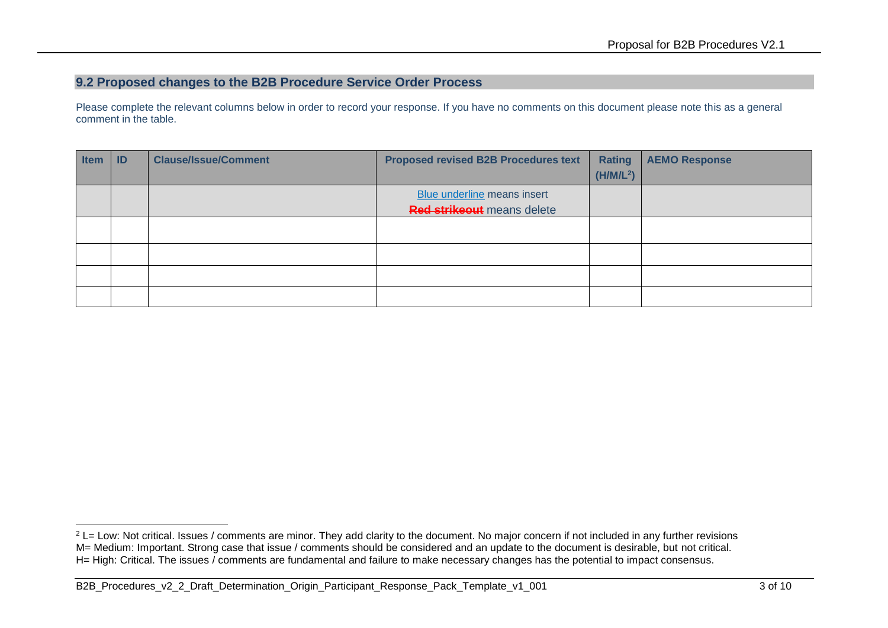## 9.2 Proposed changes to the B2B Procedure Service Order Process

Please complete the relevant columns below in order to record your response. If you have no comments on this document please note this as a general comment in the table.

| Item | ID | Clause/Issue/Comment | Proposed revised B2B Procedures text | Rating (H/M/L[2]) | AEMO Response |
|---|---|---|---|---|---|
| | | | Blue underline means insert<br>~~Red strikeout~~ means delete | | |
| | | | | | |
| | | | | | |
| | | | | | |
| | | | | | |

[2] L= Low: Not critical. Issues / comments are minor. They add clarity to the document. No major concern if not included in any further revisions
M= Medium: Important. Strong case that issue / comments should be considered and an update to the document is desirable, but not critical.
H= High: Critical. The issues / comments are fundamental and failure to make necessary changes has the potential to impact consensus.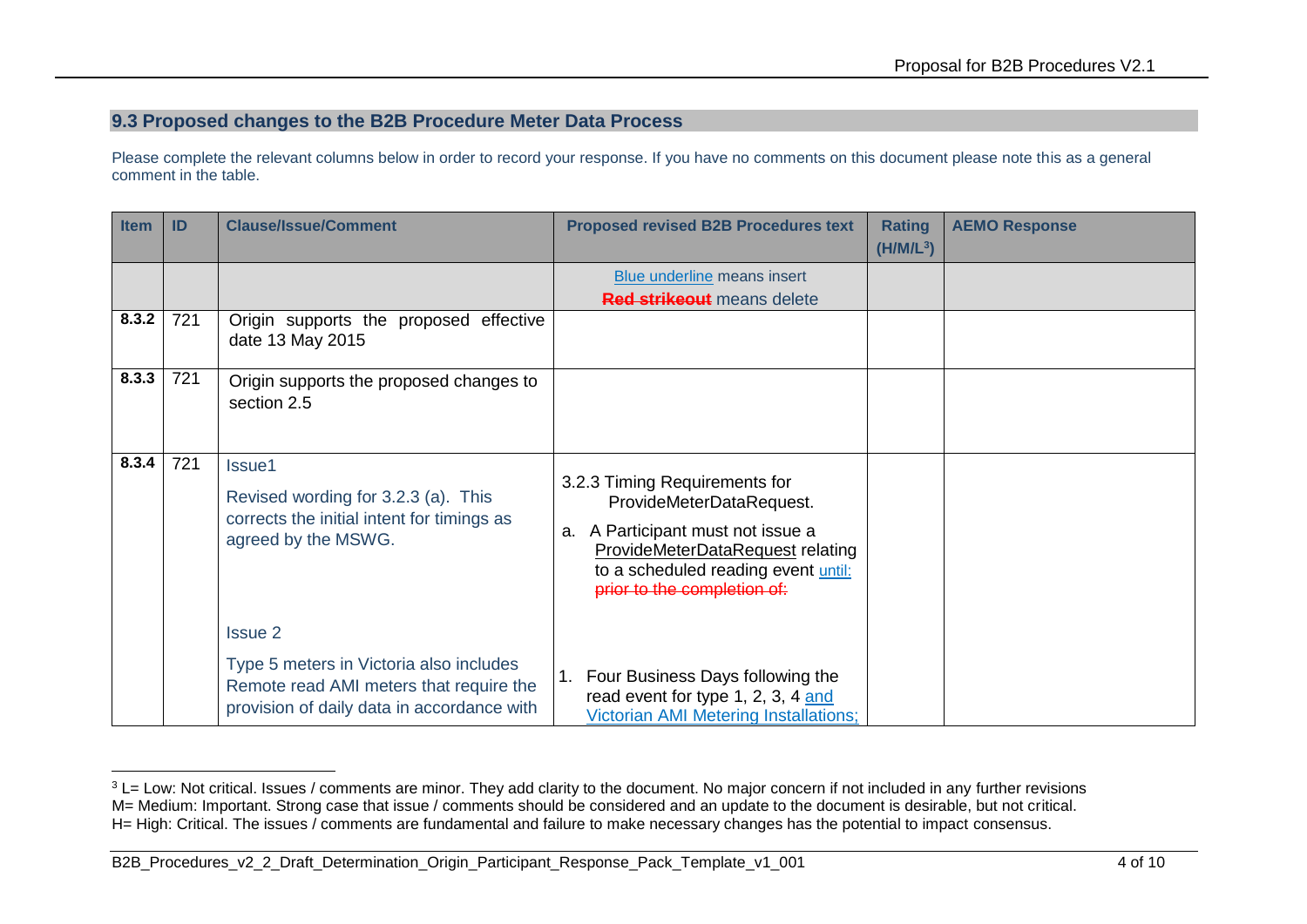## 9.3 Proposed changes to the B2B Procedure Meter Data Process

Please complete the relevant columns below in order to record your response. If you have no comments on this document please note this as a general comment in the table.

| Item | ID | Clause/Issue/Comment | Proposed revised B2B Procedures text | Rating (H/M/L[3]) | AEMO Response |
|---|---|---|---|---|---|
| | | | <u>Blue underline</u> means insert<br>~~Red strikeout~~ means delete | | |
| **8.3.2** | 721 | Origin supports the proposed effective date 13 May 2015 | | | |
| **8.3.3** | 721 | Origin supports the proposed changes to section 2.5 | | | |
| **8.3.4** | 721 | Issue1<br><br>Revised wording for 3.2.3 (a). This corrects the initial intent for timings as agreed by the MSWG.<br><br>Issue 2<br><br>Type 5 meters in Victoria also includes Remote read AMI meters that require the provision of daily data in accordance with | 3.2.3 Timing Requirements for ProvideMeterDataRequest.<br><br>a. A Participant must not issue a <u>ProvideMeterDataRequest</u> relating to a scheduled reading event <u>until:</u> ~~prior to the completion of:~~<br><br>1. Four Business Days following the read event for type 1, 2, 3, 4 <u>and Victorian AMI Metering Installations;</u> | | |

[3] L= Low: Not critical. Issues / comments are minor. They add clarity to the document. No major concern if not included in any further revisions
M= Medium: Important. Strong case that issue / comments should be considered and an update to the document is desirable, but not critical.
H= High: Critical. The issues / comments are fundamental and failure to make necessary changes has the potential to impact consensus.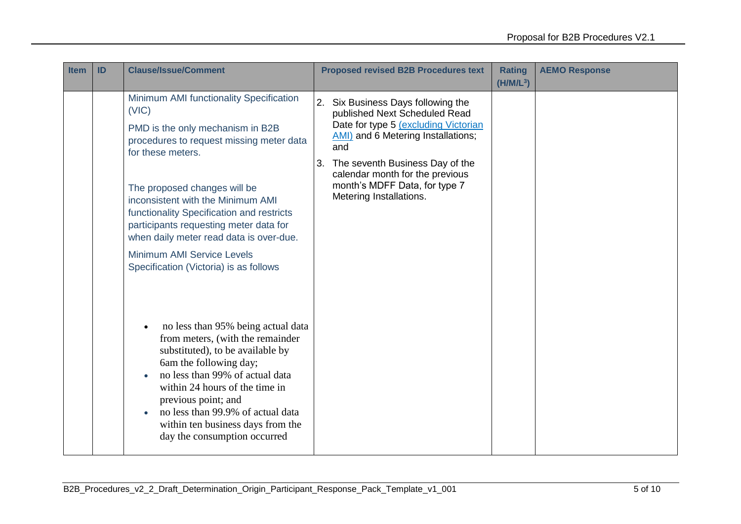| Item | ID | Clause/Issue/Comment | Proposed revised B2B Procedures text | Rating (H/M/L[3]) | AEMO Response |
| --- | --- | --- | --- | --- | --- |
| | | Minimum AMI functionality Specification (VIC)<br><br>PMD is the only mechanism in B2B procedures to request missing meter data for these meters.<br><br>The proposed changes will be inconsistent with the Minimum AMI functionality Specification and restricts participants requesting meter data for when daily meter read data is over-due.<br><br>Minimum AMI Service Levels Specification (Victoria) is as follows<br><br>• no less than 95% being actual data from meters, (with the remainder substituted), to be available by 6am the following day;<br>• no less than 99% of actual data within 24 hours of the time in previous point; and<br>• no less than 99.9% of actual data within ten business days from the day the consumption occurred | 2. Six Business Days following the published Next Scheduled Read Date for type 5 (excluding Victorian AMI) and 6 Metering Installations; and<br><br>3. The seventh Business Day of the calendar month for the previous month's MDFF Data, for type 7 Metering Installations. | | |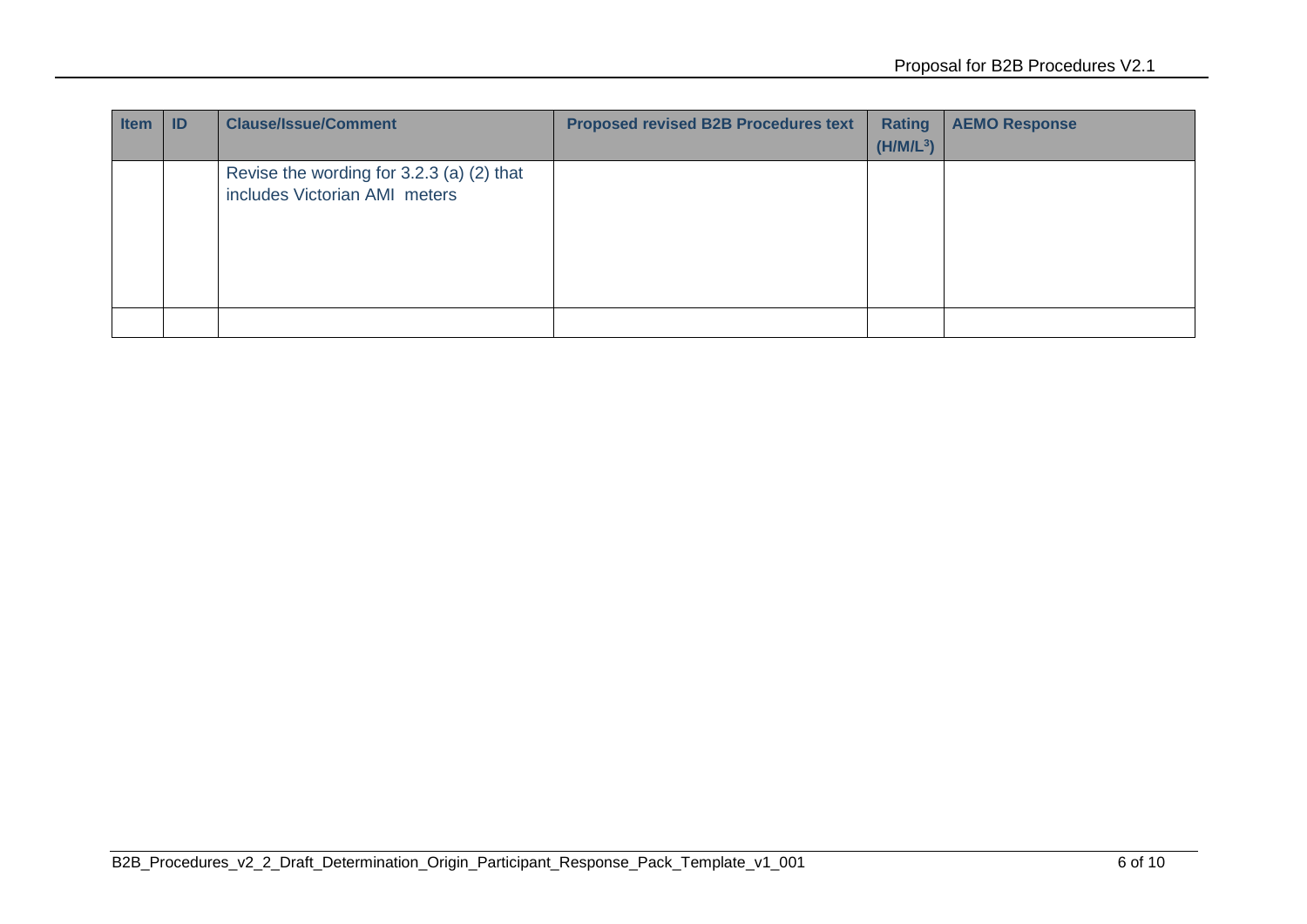| Item | ID | Clause/Issue/Comment | Proposed revised B2B Procedures text | Rating (H/M/L[3]) | AEMO Response |
| --- | --- | --- | --- | --- | --- |
| | | Revise the wording for 3.2.3 (a) (2) that includes Victorian AMI meters | | | |
| | | | | | |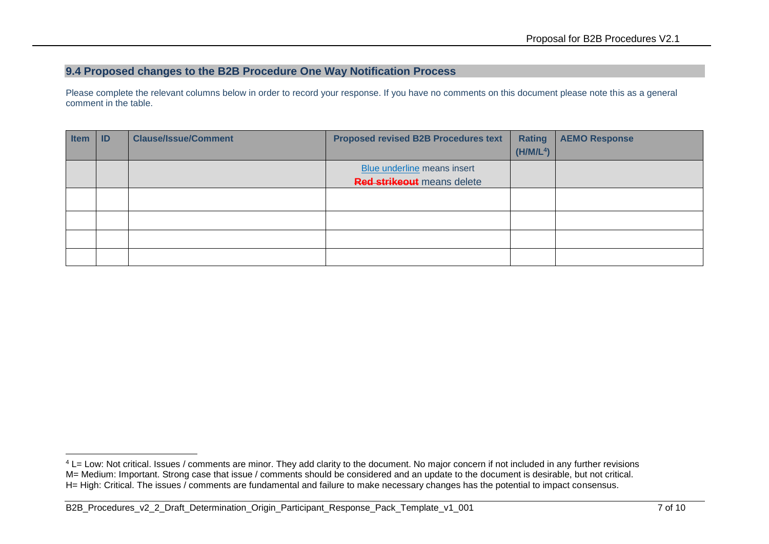## 9.4 Proposed changes to the B2B Procedure One Way Notification Process

Please complete the relevant columns below in order to record your response. If you have no comments on this document please note this as a general comment in the table.

| Item | ID | Clause/Issue/Comment | Proposed revised B2B Procedures text | Rating (H/M/L[4]) | AEMO Response |
| --- | --- | --- | --- | --- | --- |
| | | | Blue underline means insert<br>~~Red strikeout~~ means delete | | |
| | | | | | |
| | | | | | |
| | | | | | |
| | | | | | |

[4] L= Low: Not critical. Issues / comments are minor. They add clarity to the document. No major concern if not included in any further revisions
M= Medium: Important. Strong case that issue / comments should be considered and an update to the document is desirable, but not critical.
H= High: Critical. The issues / comments are fundamental and failure to make necessary changes has the potential to impact consensus.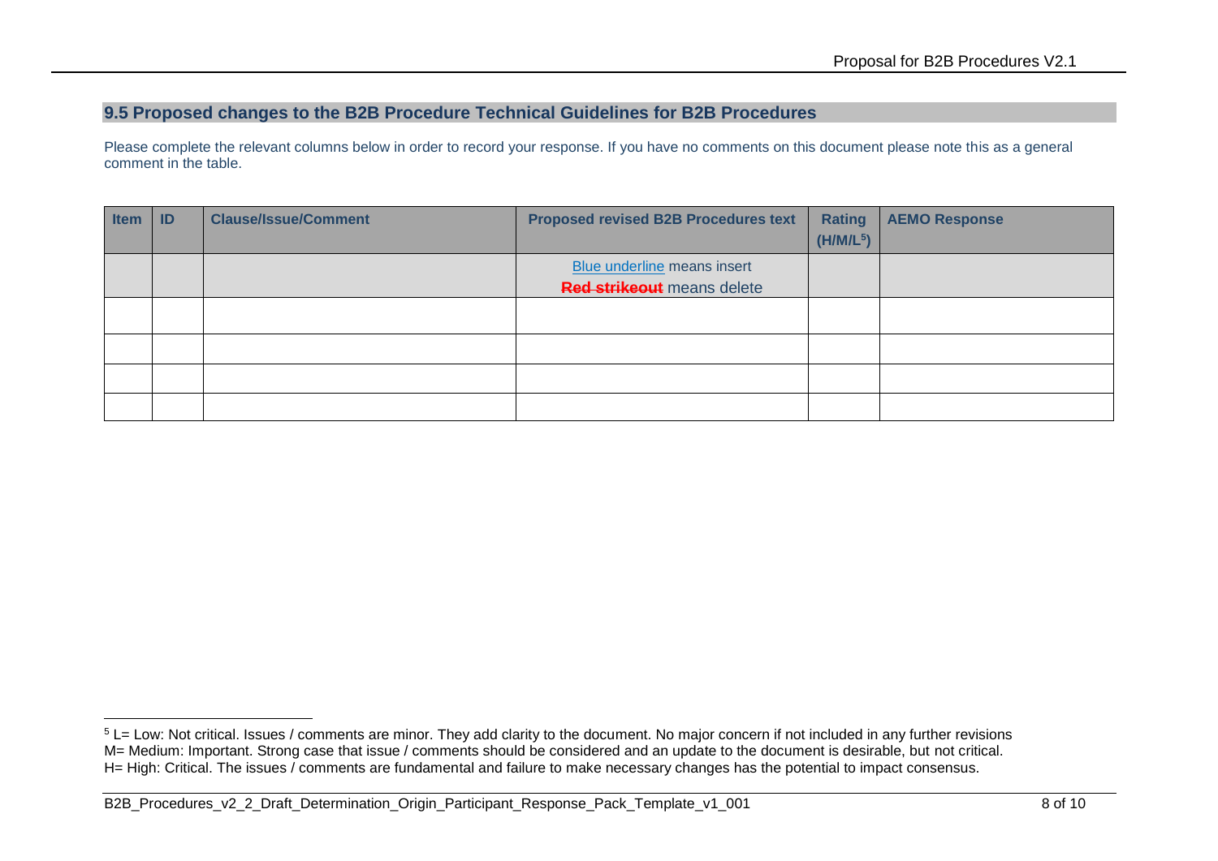## 9.5 Proposed changes to the B2B Procedure Technical Guidelines for B2B Procedures

Please complete the relevant columns below in order to record your response. If you have no comments on this document please note this as a general comment in the table.

| Item | ID | Clause/Issue/Comment | Proposed revised B2B Procedures text | Rating (H/M/L[5]) | AEMO Response |
|---|---|---|---|---|---|
| | | | Blue underline means insert<br>~~Red strikeout~~ means delete | | |
| | | | | | |
| | | | | | |
| | | | | | |
| | | | | | |

[5] L= Low: Not critical. Issues / comments are minor. They add clarity to the document. No major concern if not included in any further revisions
M= Medium: Important. Strong case that issue / comments should be considered and an update to the document is desirable, but not critical.
H= High: Critical. The issues / comments are fundamental and failure to make necessary changes has the potential to impact consensus.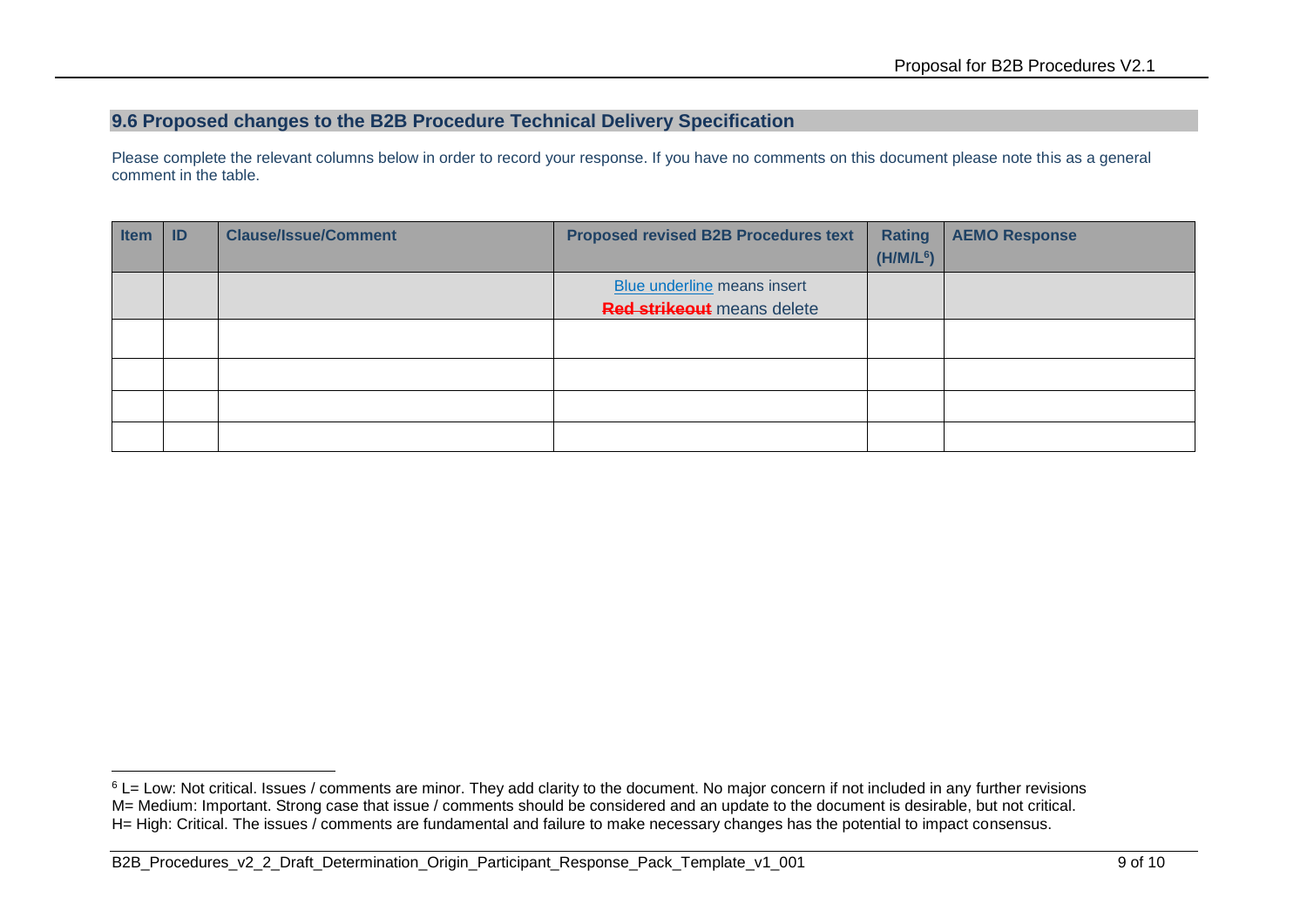## 9.6 Proposed changes to the B2B Procedure Technical Delivery Specification

Please complete the relevant columns below in order to record your response. If you have no comments on this document please note this as a general comment in the table.

| Item | ID | Clause/Issue/Comment | Proposed revised B2B Procedures text | Rating (H/M/L[6]) | AEMO Response |
|---|---|---|---|---|---|
| | | | Blue underline means insert<br>~~Red strikeout~~ means delete | | |
| | | | | | |
| | | | | | |
| | | | | | |
| | | | | | |

[6] L= Low: Not critical. Issues / comments are minor. They add clarity to the document. No major concern if not included in any further revisions
M= Medium: Important. Strong case that issue / comments should be considered and an update to the document is desirable, but not critical.
H= High: Critical. The issues / comments are fundamental and failure to make necessary changes has the potential to impact consensus.